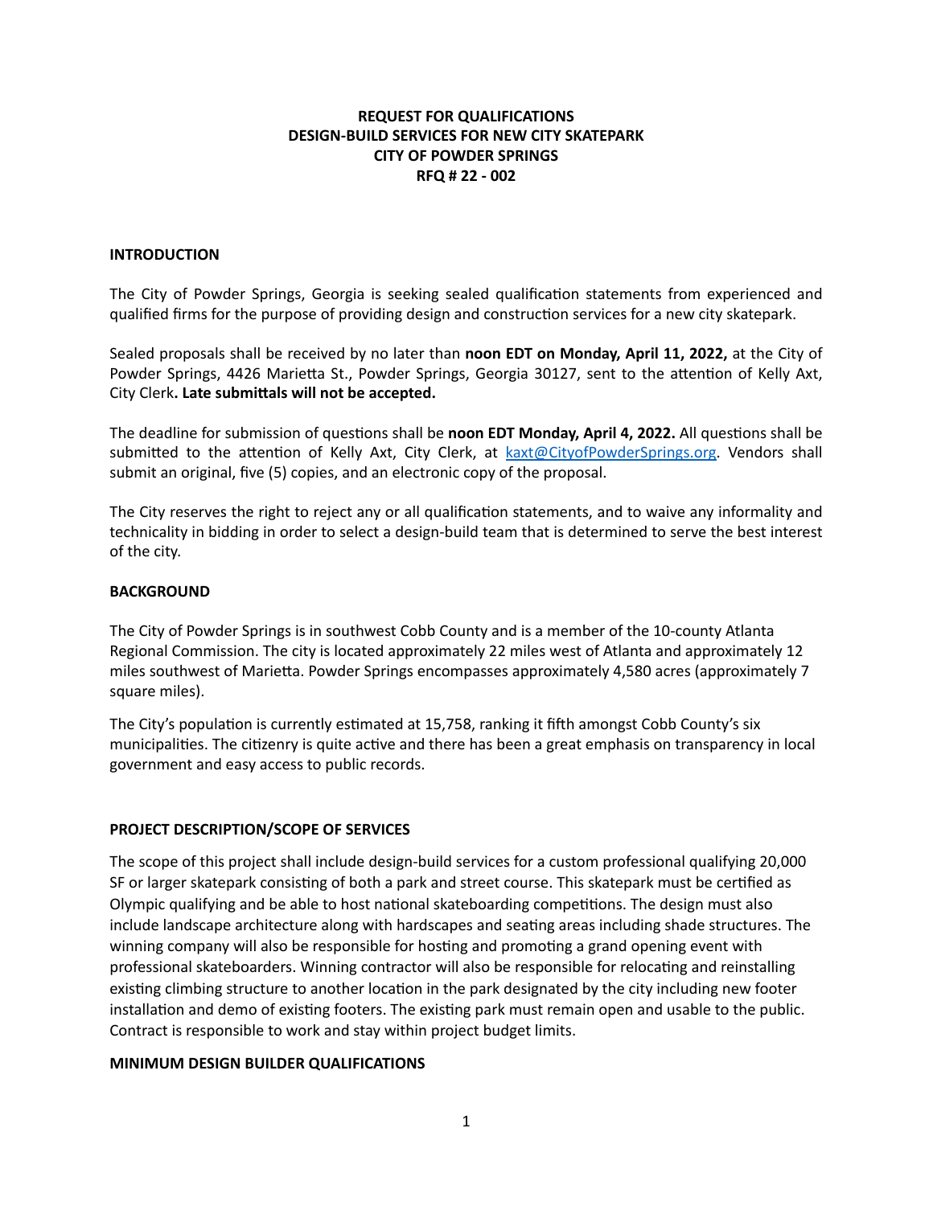# REQUEST FOR QUALIFICATIONS
# DESIGN-BUILD SERVICES FOR NEW CITY SKATEPARK
# CITY OF POWDER SPRINGS
# RFQ # 22 - 002

## INTRODUCTION

The City of Powder Springs, Georgia is seeking sealed qualification statements from experienced and qualified firms for the purpose of providing design and construction services for a new city skatepark.

Sealed proposals shall be received by no later than **noon EDT on Monday, April 11, 2022,** at the City of Powder Springs, 4426 Marietta St., Powder Springs, Georgia 30127, sent to the attention of Kelly Axt, City Clerk**. Late submittals will not be accepted.**

The deadline for submission of questions shall be **noon EDT Monday, April 4, 2022.** All questions shall be submitted to the attention of Kelly Axt, City Clerk, at kaxt@CityofPowderSprings.org. Vendors shall submit an original, five (5) copies, and an electronic copy of the proposal.

The City reserves the right to reject any or all qualification statements, and to waive any informality and technicality in bidding in order to select a design-build team that is determined to serve the best interest of the city.

## BACKGROUND

The City of Powder Springs is in southwest Cobb County and is a member of the 10-county Atlanta Regional Commission. The city is located approximately 22 miles west of Atlanta and approximately 12 miles southwest of Marietta. Powder Springs encompasses approximately 4,580 acres (approximately 7 square miles).

The City's population is currently estimated at 15,758, ranking it fifth amongst Cobb County's six municipalities. The citizenry is quite active and there has been a great emphasis on transparency in local government and easy access to public records.

## PROJECT DESCRIPTION/SCOPE OF SERVICES

The scope of this project shall include design-build services for a custom professional qualifying 20,000 SF or larger skatepark consisting of both a park and street course. This skatepark must be certified as Olympic qualifying and be able to host national skateboarding competitions. The design must also include landscape architecture along with hardscapes and seating areas including shade structures. The winning company will also be responsible for hosting and promoting a grand opening event with professional skateboarders. Winning contractor will also be responsible for relocating and reinstalling existing climbing structure to another location in the park designated by the city including new footer installation and demo of existing footers. The existing park must remain open and usable to the public. Contract is responsible to work and stay within project budget limits.

## MINIMUM DESIGN BUILDER QUALIFICATIONS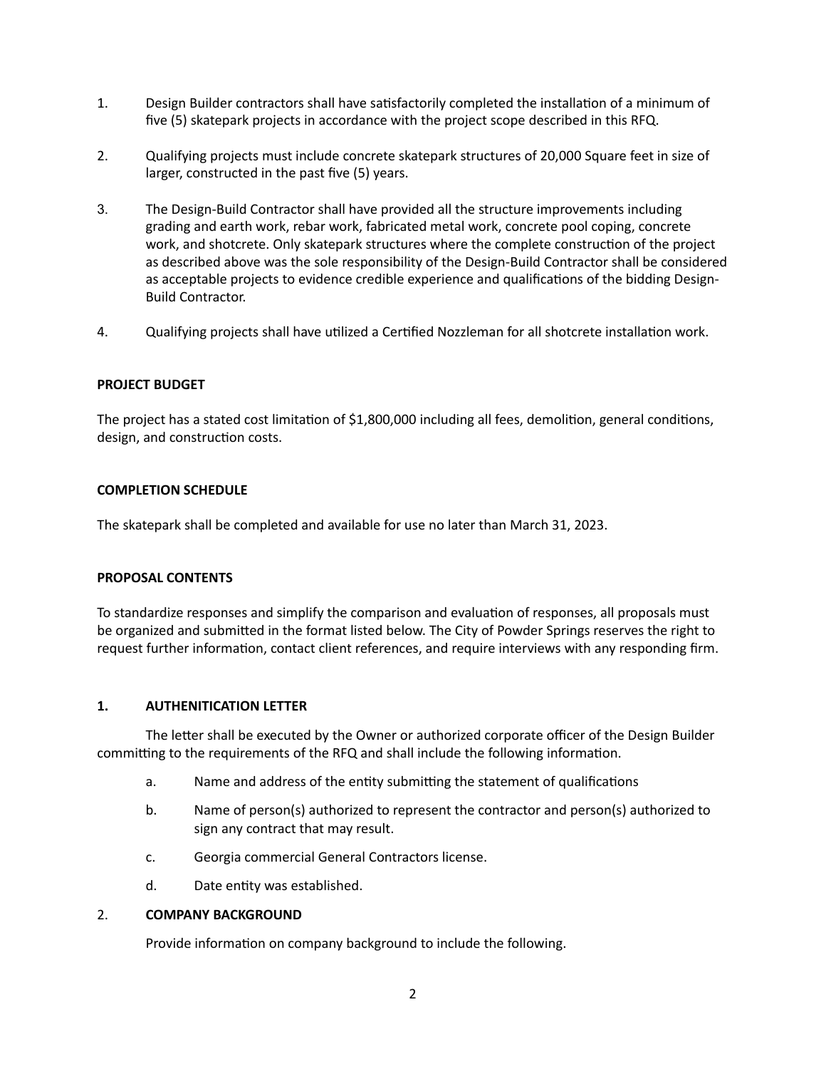1. Design Builder contractors shall have satisfactorily completed the installation of a minimum of five (5) skatepark projects in accordance with the project scope described in this RFQ.

2. Qualifying projects must include concrete skatepark structures of 20,000 Square feet in size of larger, constructed in the past five (5) years.

3. The Design-Build Contractor shall have provided all the structure improvements including grading and earth work, rebar work, fabricated metal work, concrete pool coping, concrete work, and shotcrete. Only skatepark structures where the complete construction of the project as described above was the sole responsibility of the Design-Build Contractor shall be considered as acceptable projects to evidence credible experience and qualifications of the bidding Design-Build Contractor.

4. Qualifying projects shall have utilized a Certified Nozzleman for all shotcrete installation work.

**PROJECT BUDGET**

The project has a stated cost limitation of $1,800,000 including all fees, demolition, general conditions, design, and construction costs.

**COMPLETION SCHEDULE**

The skatepark shall be completed and available for use no later than March 31, 2023.

**PROPOSAL CONTENTS**

To standardize responses and simplify the comparison and evaluation of responses, all proposals must be organized and submitted in the format listed below. The City of Powder Springs reserves the right to request further information, contact client references, and require interviews with any responding firm.

**1. AUTHENITICATION LETTER**

The letter shall be executed by the Owner or authorized corporate officer of the Design Builder committing to the requirements of the RFQ and shall include the following information.

a. Name and address of the entity submitting the statement of qualifications

b. Name of person(s) authorized to represent the contractor and person(s) authorized to sign any contract that may result.

c. Georgia commercial General Contractors license.

d. Date entity was established.

2. **COMPANY BACKGROUND**

Provide information on company background to include the following.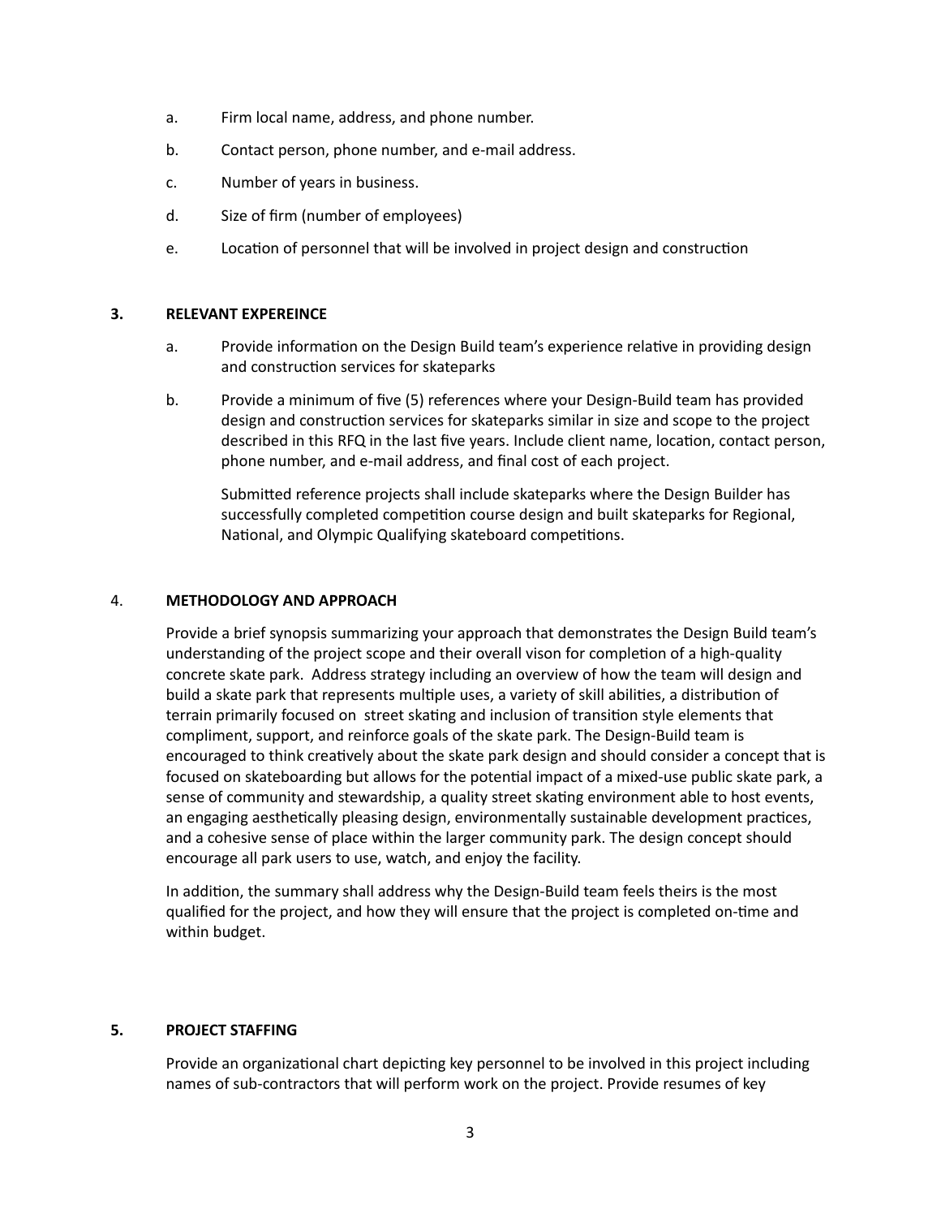a. Firm local name, address, and phone number.

b. Contact person, phone number, and e-mail address.

c. Number of years in business.

d. Size of firm (number of employees)

e. Location of personnel that will be involved in project design and construction

**3. RELEVANT EXPEREINCE**

a. Provide information on the Design Build team's experience relative in providing design and construction services for skateparks

b. Provide a minimum of five (5) references where your Design-Build team has provided design and construction services for skateparks similar in size and scope to the project described in this RFQ in the last five years. Include client name, location, contact person, phone number, and e-mail address, and final cost of each project.

Submitted reference projects shall include skateparks where the Design Builder has successfully completed competition course design and built skateparks for Regional, National, and Olympic Qualifying skateboard competitions.

4. **METHODOLOGY AND APPROACH**

Provide a brief synopsis summarizing your approach that demonstrates the Design Build team's understanding of the project scope and their overall vison for completion of a high-quality concrete skate park. Address strategy including an overview of how the team will design and build a skate park that represents multiple uses, a variety of skill abilities, a distribution of terrain primarily focused on street skating and inclusion of transition style elements that compliment, support, and reinforce goals of the skate park. The Design-Build team is encouraged to think creatively about the skate park design and should consider a concept that is focused on skateboarding but allows for the potential impact of a mixed-use public skate park, a sense of community and stewardship, a quality street skating environment able to host events, an engaging aesthetically pleasing design, environmentally sustainable development practices, and a cohesive sense of place within the larger community park. The design concept should encourage all park users to use, watch, and enjoy the facility.

In addition, the summary shall address why the Design-Build team feels theirs is the most qualified for the project, and how they will ensure that the project is completed on-time and within budget.

**5. PROJECT STAFFING**

Provide an organizational chart depicting key personnel to be involved in this project including names of sub-contractors that will perform work on the project. Provide resumes of key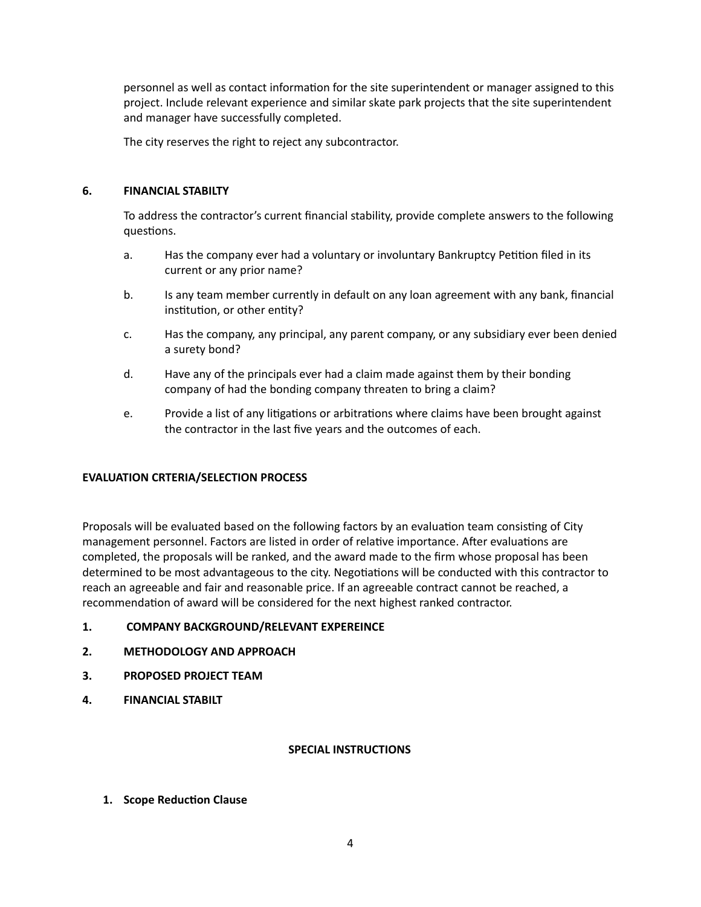personnel as well as contact information for the site superintendent or manager assigned to this project. Include relevant experience and similar skate park projects that the site superintendent and manager have successfully completed.

The city reserves the right to reject any subcontractor.

**6. FINANCIAL STABILTY**

To address the contractor's current financial stability, provide complete answers to the following questions.

a. Has the company ever had a voluntary or involuntary Bankruptcy Petition filed in its current or any prior name?

b. Is any team member currently in default on any loan agreement with any bank, financial institution, or other entity?

c. Has the company, any principal, any parent company, or any subsidiary ever been denied a surety bond?

d. Have any of the principals ever had a claim made against them by their bonding company of had the bonding company threaten to bring a claim?

e. Provide a list of any litigations or arbitrations where claims have been brought against the contractor in the last five years and the outcomes of each.

**EVALUATION CRTERIA/SELECTION PROCESS**

Proposals will be evaluated based on the following factors by an evaluation team consisting of City management personnel. Factors are listed in order of relative importance. After evaluations are completed, the proposals will be ranked, and the award made to the firm whose proposal has been determined to be most advantageous to the city. Negotiations will be conducted with this contractor to reach an agreeable and fair and reasonable price. If an agreeable contract cannot be reached, a recommendation of award will be considered for the next highest ranked contractor.

1. **COMPANY BACKGROUND/RELEVANT EXPEREINCE**
2. **METHODOLOGY AND APPROACH**
3. **PROPOSED PROJECT TEAM**
4. **FINANCIAL STABILT**

**SPECIAL INSTRUCTIONS**

1. **Scope Reduction Clause**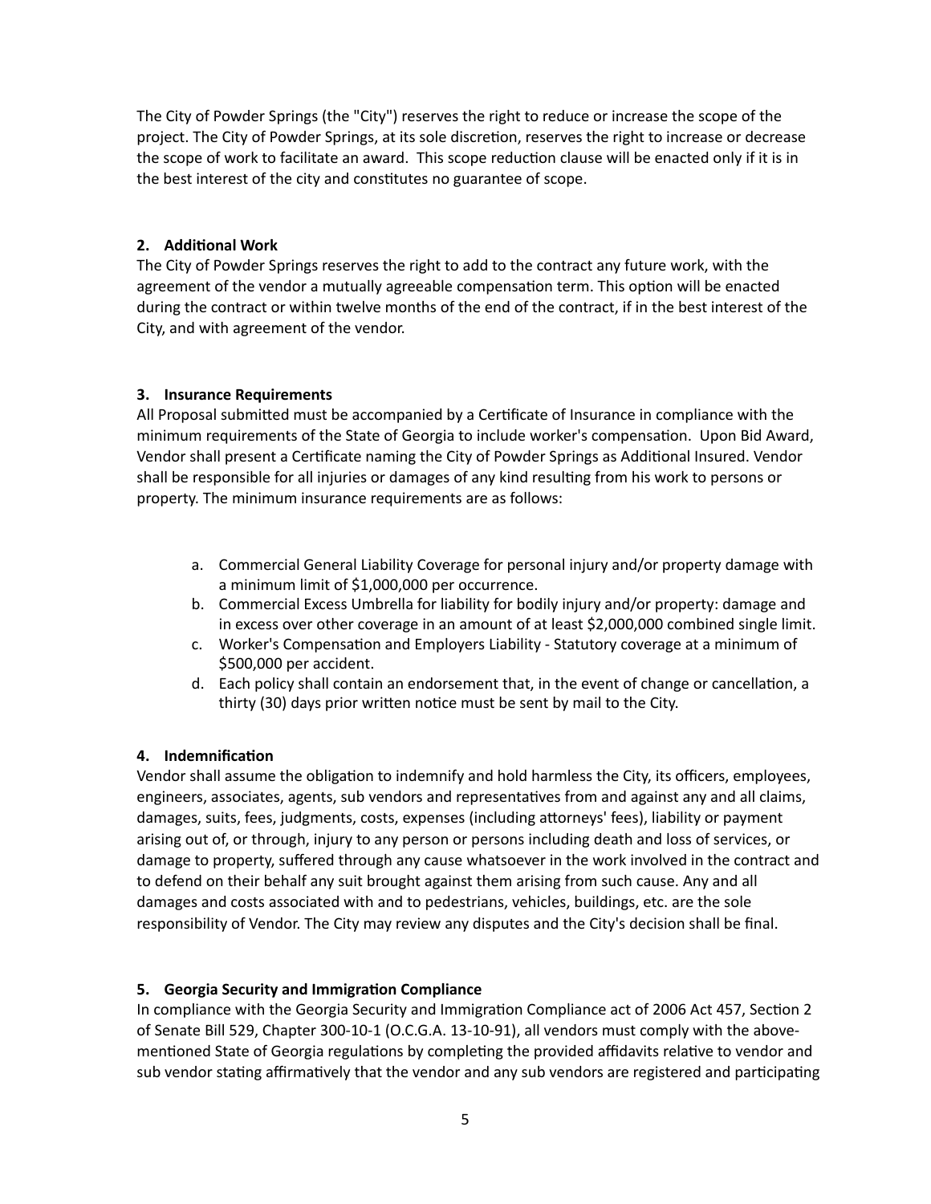The City of Powder Springs (the "City") reserves the right to reduce or increase the scope of the project. The City of Powder Springs, at its sole discretion, reserves the right to increase or decrease the scope of work to facilitate an award. This scope reduction clause will be enacted only if it is in the best interest of the city and constitutes no guarantee of scope.

**2. Additional Work**

The City of Powder Springs reserves the right to add to the contract any future work, with the agreement of the vendor a mutually agreeable compensation term. This option will be enacted during the contract or within twelve months of the end of the contract, if in the best interest of the City, and with agreement of the vendor.

**3. Insurance Requirements**

All Proposal submitted must be accompanied by a Certificate of Insurance in compliance with the minimum requirements of the State of Georgia to include worker's compensation. Upon Bid Award, Vendor shall present a Certificate naming the City of Powder Springs as Additional Insured. Vendor shall be responsible for all injuries or damages of any kind resulting from his work to persons or property. The minimum insurance requirements are as follows:

a. Commercial General Liability Coverage for personal injury and/or property damage with a minimum limit of $1,000,000 per occurrence.
b. Commercial Excess Umbrella for liability for bodily injury and/or property: damage and in excess over other coverage in an amount of at least $2,000,000 combined single limit.
c. Worker's Compensation and Employers Liability - Statutory coverage at a minimum of $500,000 per accident.
d. Each policy shall contain an endorsement that, in the event of change or cancellation, a thirty (30) days prior written notice must be sent by mail to the City.

**4. Indemnification**

Vendor shall assume the obligation to indemnify and hold harmless the City, its officers, employees, engineers, associates, agents, sub vendors and representatives from and against any and all claims, damages, suits, fees, judgments, costs, expenses (including attorneys' fees), liability or payment arising out of, or through, injury to any person or persons including death and loss of services, or damage to property, suffered through any cause whatsoever in the work involved in the contract and to defend on their behalf any suit brought against them arising from such cause. Any and all damages and costs associated with and to pedestrians, vehicles, buildings, etc. are the sole responsibility of Vendor. The City may review any disputes and the City's decision shall be final.

**5. Georgia Security and Immigration Compliance**

In compliance with the Georgia Security and Immigration Compliance act of 2006 Act 457, Section 2 of Senate Bill 529, Chapter 300-10-1 (O.C.G.A. 13-10-91), all vendors must comply with the above-mentioned State of Georgia regulations by completing the provided affidavits relative to vendor and sub vendor stating affirmatively that the vendor and any sub vendors are registered and participating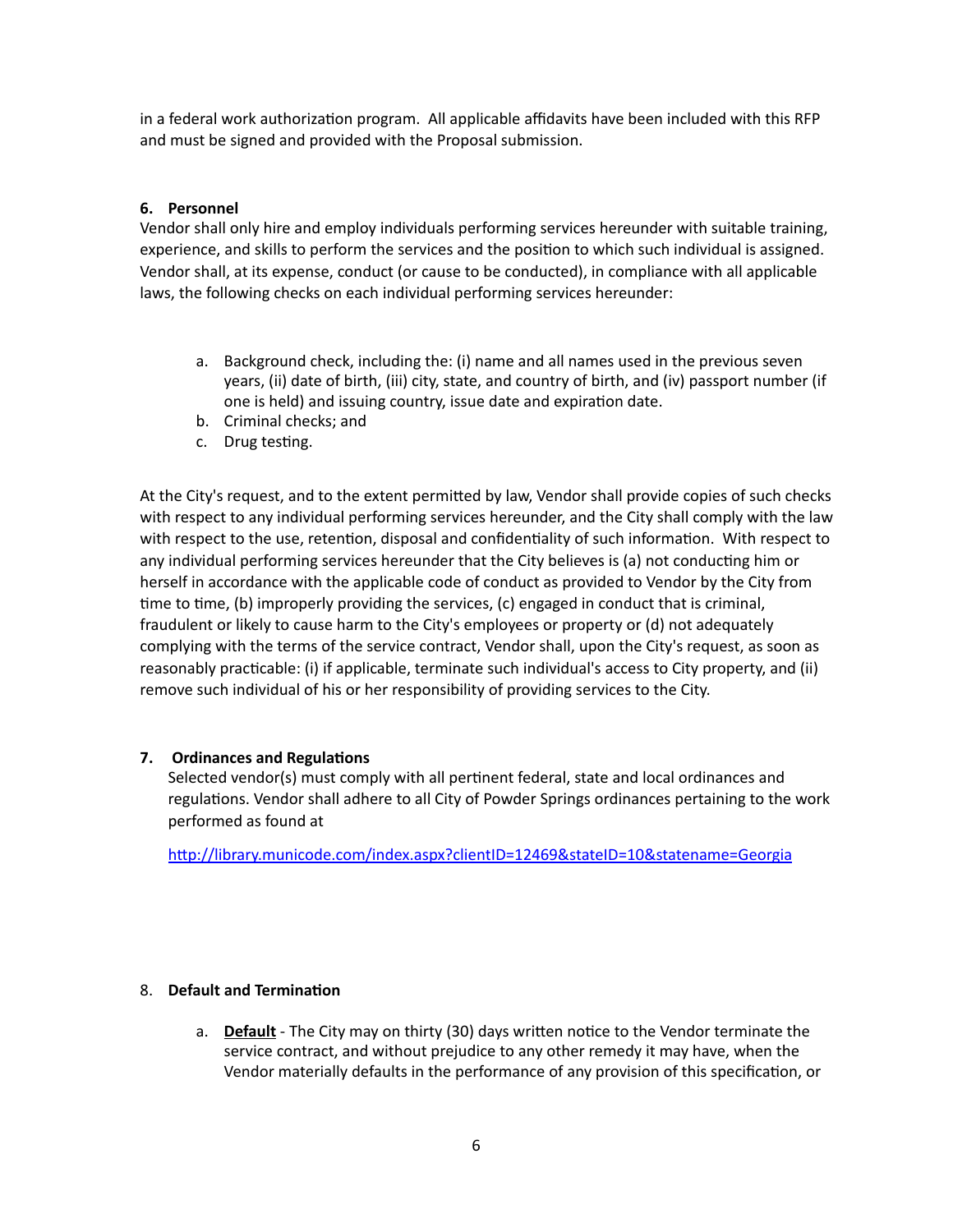in a federal work authorization program. All applicable affidavits have been included with this RFP and must be signed and provided with the Proposal submission.

**6. Personnel**

Vendor shall only hire and employ individuals performing services hereunder with suitable training, experience, and skills to perform the services and the position to which such individual is assigned. Vendor shall, at its expense, conduct (or cause to be conducted), in compliance with all applicable laws, the following checks on each individual performing services hereunder:

a. Background check, including the: (i) name and all names used in the previous seven years, (ii) date of birth, (iii) city, state, and country of birth, and (iv) passport number (if one is held) and issuing country, issue date and expiration date.
b. Criminal checks; and
c. Drug testing.

At the City's request, and to the extent permitted by law, Vendor shall provide copies of such checks with respect to any individual performing services hereunder, and the City shall comply with the law with respect to the use, retention, disposal and confidentiality of such information. With respect to any individual performing services hereunder that the City believes is (a) not conducting him or herself in accordance with the applicable code of conduct as provided to Vendor by the City from time to time, (b) improperly providing the services, (c) engaged in conduct that is criminal, fraudulent or likely to cause harm to the City's employees or property or (d) not adequately complying with the terms of the service contract, Vendor shall, upon the City's request, as soon as reasonably practicable: (i) if applicable, terminate such individual's access to City property, and (ii) remove such individual of his or her responsibility of providing services to the City.

**7. Ordinances and Regulations**

Selected vendor(s) must comply with all pertinent federal, state and local ordinances and regulations. Vendor shall adhere to all City of Powder Springs ordinances pertaining to the work performed as found at

http://library.municode.com/index.aspx?clientID=12469&stateID=10&statename=Georgia

8. **Default and Termination**

a. **Default** - The City may on thirty (30) days written notice to the Vendor terminate the service contract, and without prejudice to any other remedy it may have, when the Vendor materially defaults in the performance of any provision of this specification, or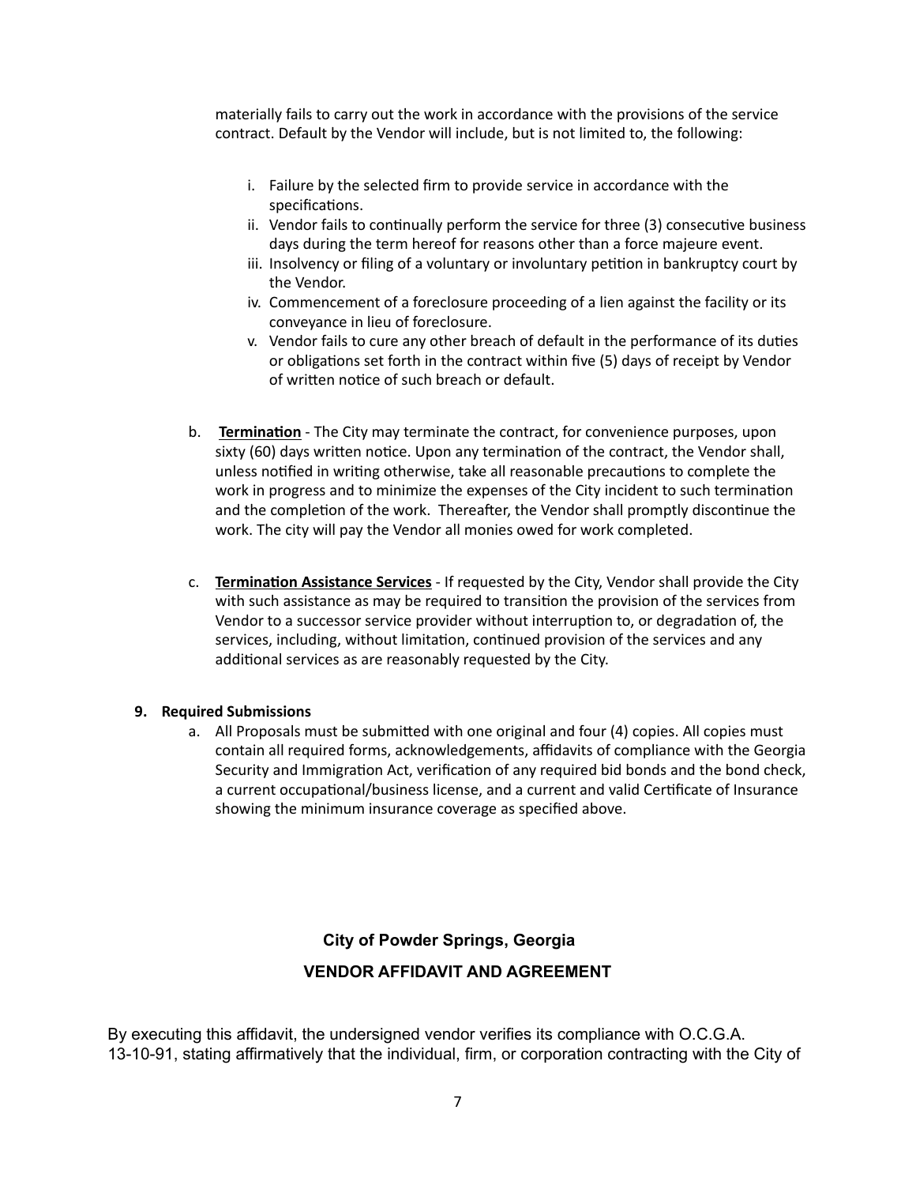materially fails to carry out the work in accordance with the provisions of the service contract. Default by the Vendor will include, but is not limited to, the following:

i. Failure by the selected firm to provide service in accordance with the specifications.
ii. Vendor fails to continually perform the service for three (3) consecutive business days during the term hereof for reasons other than a force majeure event.
iii. Insolvency or filing of a voluntary or involuntary petition in bankruptcy court by the Vendor.
iv. Commencement of a foreclosure proceeding of a lien against the facility or its conveyance in lieu of foreclosure.
v. Vendor fails to cure any other breach of default in the performance of its duties or obligations set forth in the contract within five (5) days of receipt by Vendor of written notice of such breach or default.

b. **Termination** - The City may terminate the contract, for convenience purposes, upon sixty (60) days written notice. Upon any termination of the contract, the Vendor shall, unless notified in writing otherwise, take all reasonable precautions to complete the work in progress and to minimize the expenses of the City incident to such termination and the completion of the work. Thereafter, the Vendor shall promptly discontinue the work. The city will pay the Vendor all monies owed for work completed.

c. **Termination Assistance Services** - If requested by the City, Vendor shall provide the City with such assistance as may be required to transition the provision of the services from Vendor to a successor service provider without interruption to, or degradation of, the services, including, without limitation, continued provision of the services and any additional services as are reasonably requested by the City.

**9. Required Submissions**

a. All Proposals must be submitted with one original and four (4) copies. All copies must contain all required forms, acknowledgements, affidavits of compliance with the Georgia Security and Immigration Act, verification of any required bid bonds and the bond check, a current occupational/business license, and a current and valid Certificate of Insurance showing the minimum insurance coverage as specified above.

## City of Powder Springs, Georgia

## VENDOR AFFIDAVIT AND AGREEMENT

By executing this affidavit, the undersigned vendor verifies its compliance with O.C.G.A. 13-10-91, stating affirmatively that the individual, firm, or corporation contracting with the City of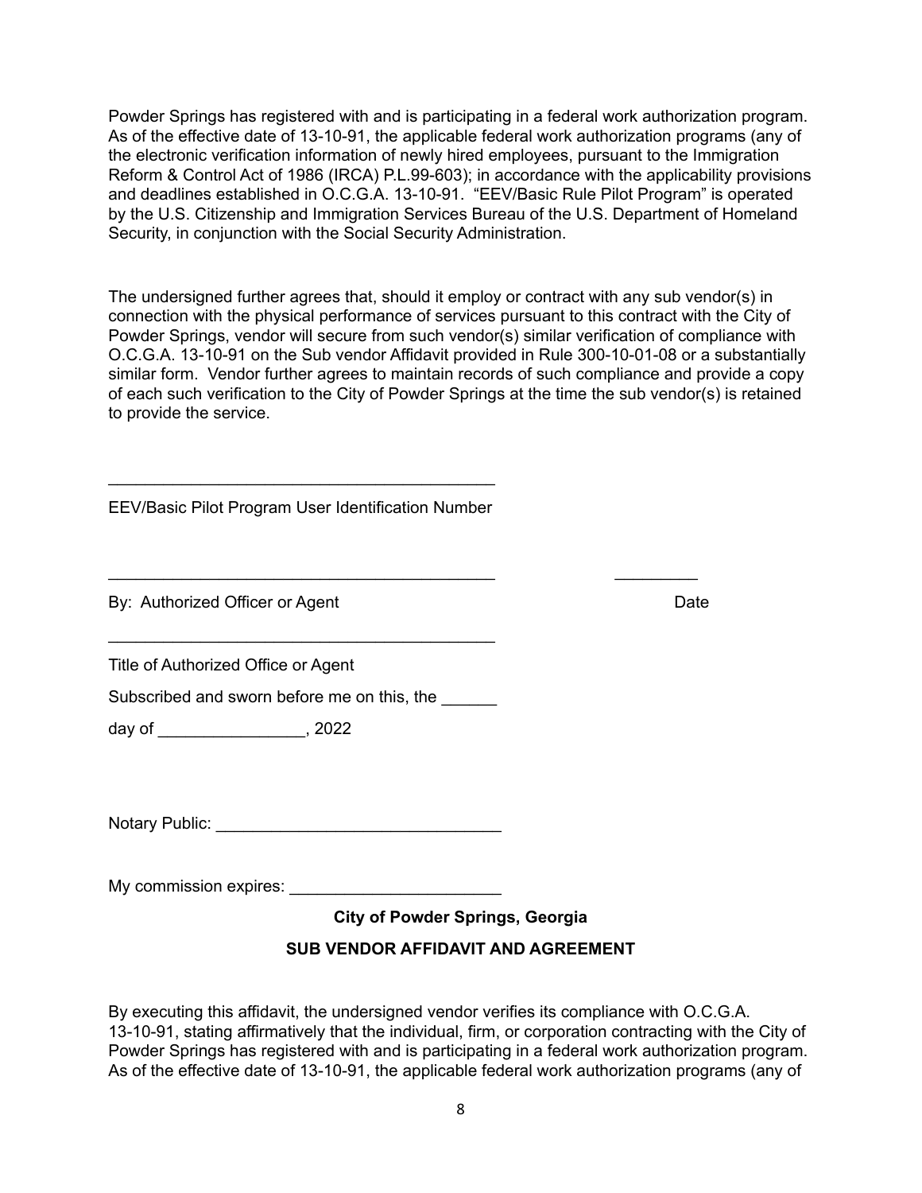Powder Springs has registered with and is participating in a federal work authorization program. As of the effective date of 13-10-91, the applicable federal work authorization programs (any of the electronic verification information of newly hired employees, pursuant to the Immigration Reform & Control Act of 1986 (IRCA) P.L.99-603); in accordance with the applicability provisions and deadlines established in O.C.G.A. 13-10-91. "EEV/Basic Rule Pilot Program" is operated by the U.S. Citizenship and Immigration Services Bureau of the U.S. Department of Homeland Security, in conjunction with the Social Security Administration.

The undersigned further agrees that, should it employ or contract with any sub vendor(s) in connection with the physical performance of services pursuant to this contract with the City of Powder Springs, vendor will secure from such vendor(s) similar verification of compliance with O.C.G.A. 13-10-91 on the Sub vendor Affidavit provided in Rule 300-10-01-08 or a substantially similar form. Vendor further agrees to maintain records of such compliance and provide a copy of each such verification to the City of Powder Springs at the time the sub vendor(s) is retained to provide the service.

___________________________________________

EEV/Basic Pilot Program User Identification Number

___________________________________________ _________

By: Authorized Officer or Agent Date

___________________________________________

Title of Authorized Office or Agent

Subscribed and sworn before me on this, the ______

day of ________________, 2022

Notary Public: _______________________________

My commission expires: ______________________

**City of Powder Springs, Georgia**

**SUB VENDOR AFFIDAVIT AND AGREEMENT**

By executing this affidavit, the undersigned vendor verifies its compliance with O.C.G.A. 13-10-91, stating affirmatively that the individual, firm, or corporation contracting with the City of Powder Springs has registered with and is participating in a federal work authorization program. As of the effective date of 13-10-91, the applicable federal work authorization programs (any of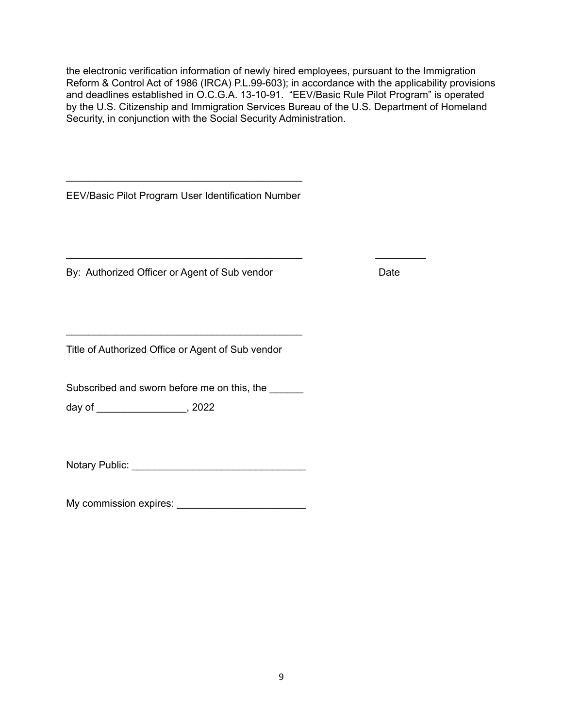the electronic verification information of newly hired employees, pursuant to the Immigration Reform & Control Act of 1986 (IRCA) P.L.99-603); in accordance with the applicability provisions and deadlines established in O.C.G.A. 13-10-91. “EEV/Basic Rule Pilot Program” is operated by the U.S. Citizenship and Immigration Services Bureau of the U.S. Department of Homeland Security, in conjunction with the Social Security Administration.

__________________________________________

EEV/Basic Pilot Program User Identification Number

__________________________________________ _________

By: Authorized Officer or Agent of Sub vendor Date

__________________________________________

Title of Authorized Office or Agent of Sub vendor

Subscribed and sworn before me on this, the ______

day of ________________, 2022

Notary Public: ______________________________

My commission expires: ______________________